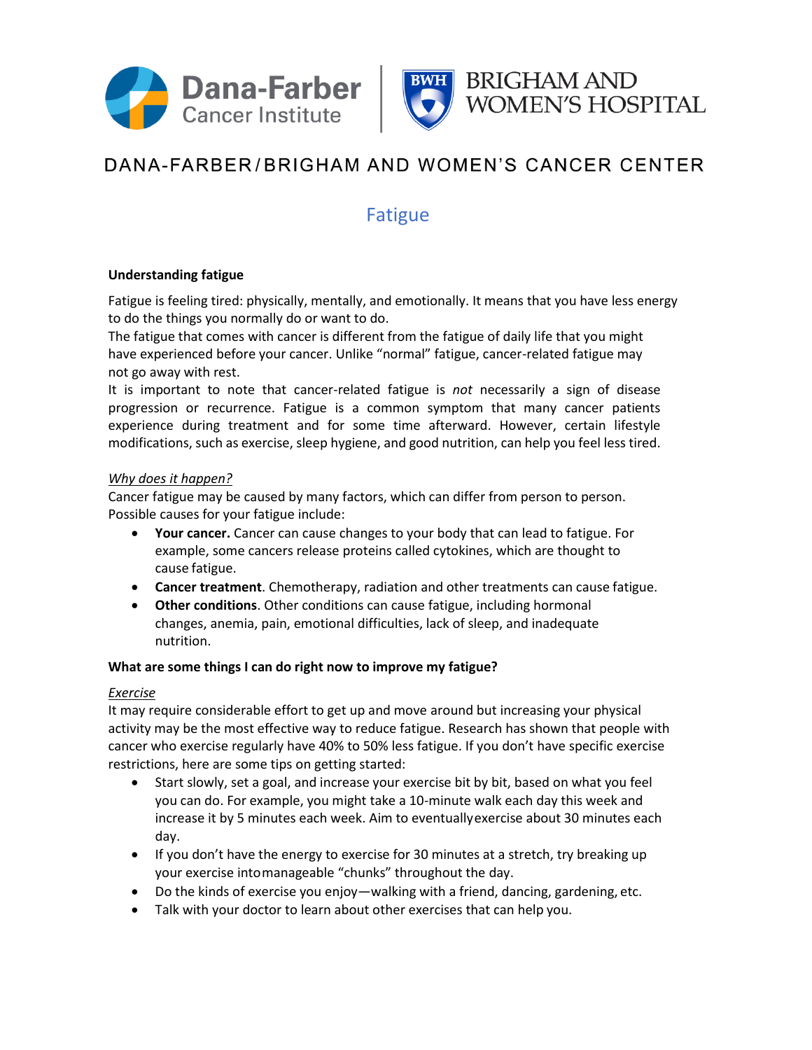DANA-FARBER / BRIGHAM AND WOMEN'S CANCER CENTER

# Fatigue

**Understanding fatigue**

Fatigue is feeling tired: physically, mentally, and emotionally. It means that you have less energy to do the things you normally do or want to do.

The fatigue that comes with cancer is different from the fatigue of daily life that you might have experienced before your cancer. Unlike "normal" fatigue, cancer-related fatigue may not go away with rest.

It is important to note that cancer-related fatigue is *not* necessarily a sign of disease progression or recurrence. Fatigue is a common symptom that many cancer patients experience during treatment and for some time afterward. However, certain lifestyle modifications, such as exercise, sleep hygiene, and good nutrition, can help you feel less tired.

*Why does it happen?*

Cancer fatigue may be caused by many factors, which can differ from person to person. Possible causes for your fatigue include:

- **Your cancer.** Cancer can cause changes to your body that can lead to fatigue. For example, some cancers release proteins called cytokines, which are thought to cause fatigue.
- **Cancer treatment**. Chemotherapy, radiation and other treatments can cause fatigue.
- **Other conditions**. Other conditions can cause fatigue, including hormonal changes, anemia, pain, emotional difficulties, lack of sleep, and inadequate nutrition.

**What are some things I can do right now to improve my fatigue?**

*Exercise*

It may require considerable effort to get up and move around but increasing your physical activity may be the most effective way to reduce fatigue. Research has shown that people with cancer who exercise regularly have 40% to 50% less fatigue. If you don't have specific exercise restrictions, here are some tips on getting started:

- Start slowly, set a goal, and increase your exercise bit by bit, based on what you feel you can do. For example, you might take a 10-minute walk each day this week and increase it by 5 minutes each week. Aim to eventually exercise about 30 minutes each day.
- If you don't have the energy to exercise for 30 minutes at a stretch, try breaking up your exercise into manageable "chunks" throughout the day.
- Do the kinds of exercise you enjoy—walking with a friend, dancing, gardening, etc.
- Talk with your doctor to learn about other exercises that can help you.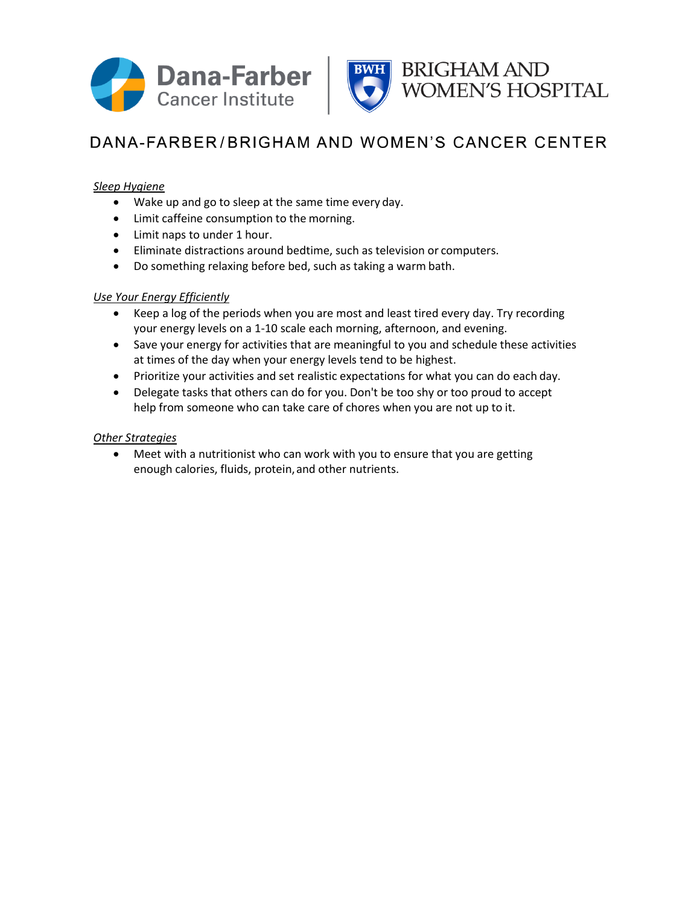DANA-FARBER / BRIGHAM AND WOMEN'S CANCER CENTER

*Sleep Hygiene*

- Wake up and go to sleep at the same time every day.
- Limit caffeine consumption to the morning.
- Limit naps to under 1 hour.
- Eliminate distractions around bedtime, such as television or computers.
- Do something relaxing before bed, such as taking a warm bath.

*Use Your Energy Efficiently*

- Keep a log of the periods when you are most and least tired every day. Try recording your energy levels on a 1-10 scale each morning, afternoon, and evening.
- Save your energy for activities that are meaningful to you and schedule these activities at times of the day when your energy levels tend to be highest.
- Prioritize your activities and set realistic expectations for what you can do each day.
- Delegate tasks that others can do for you. Don't be too shy or too proud to accept help from someone who can take care of chores when you are not up to it.

*Other Strategies*

- Meet with a nutritionist who can work with you to ensure that you are getting enough calories, fluids, protein, and other nutrients.